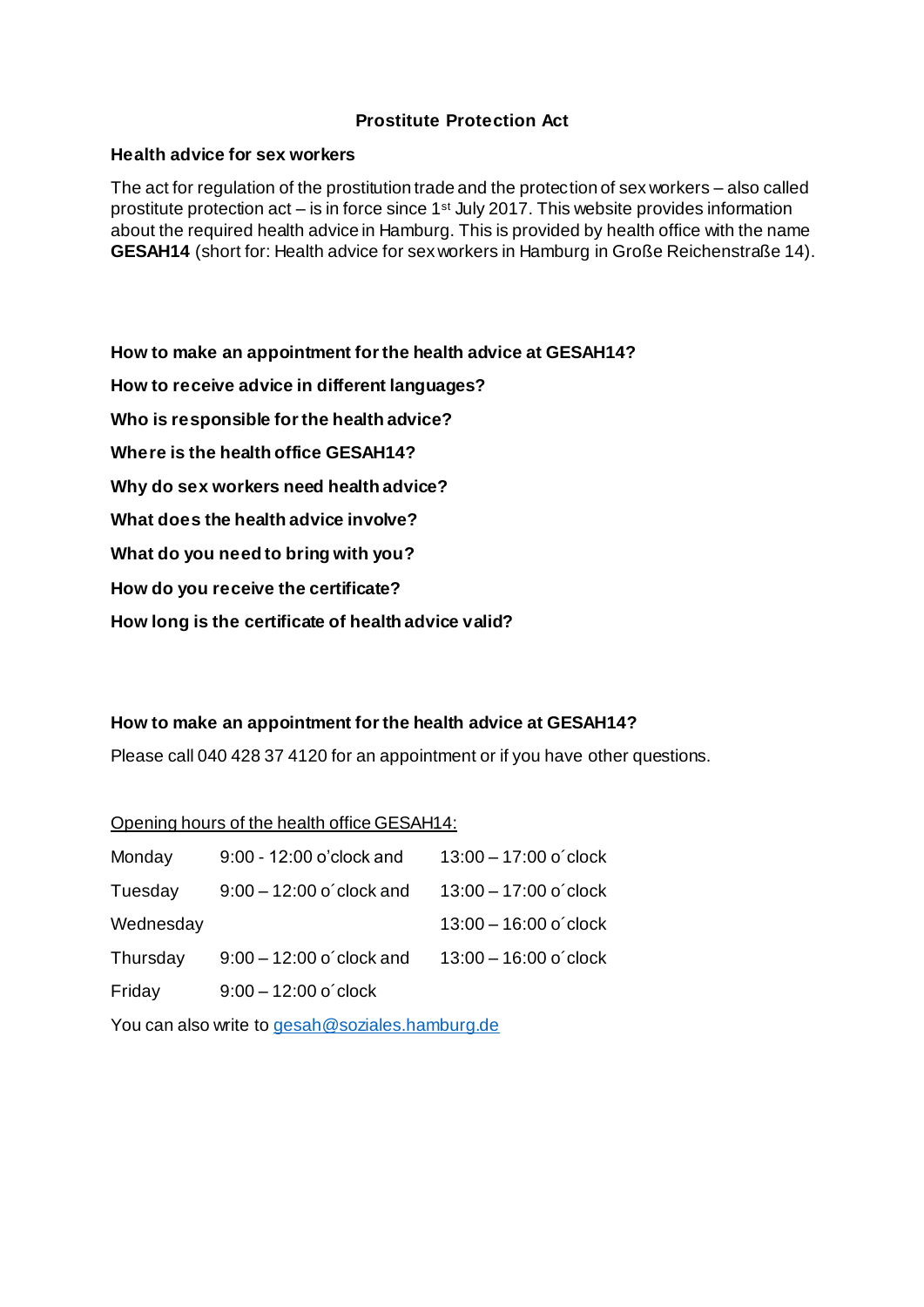# Prostitute Protection Act

## Health advice for sex workers

The act for regulation of the prostitution trade and the protection of sex workers – also called prostitute protection act – is in force since 1st July 2017. This website provides information about the required health advice in Hamburg. This is provided by health office with the name **GESAH14** (short for: Health advice for sex workers in Hamburg in Große Reichenstraße 14).

**How to make an appointment for the health advice at GESAH14?**

**How to receive advice in different languages?**

**Who is responsible for the health advice?**

**Where is the health office GESAH14?**

**Why do sex workers need health advice?**

**What does the health advice involve?**

**What do you need to bring with you?**

**How do you receive the certificate?**

**How long is the certificate of health advice valid?**

### How to make an appointment for the health advice at GESAH14?

Please call 040 428 37 4120 for an appointment or if you have other questions.

<u>Opening hours of the health office GESAH14:</u>

| | | |
|---|---|---|
| Monday | 9:00 - 12:00 o'clock and | 13:00 – 17:00 o´clock |
| Tuesday | 9:00 – 12:00 o´clock and | 13:00 – 17:00 o´clock |
| Wednesday | | 13:00 – 16:00 o´clock |
| Thursday | 9:00 – 12:00 o´clock and | 13:00 – 16:00 o´clock |
| Friday | 9:00 – 12:00 o´clock | |

You can also write to gesah@soziales.hamburg.de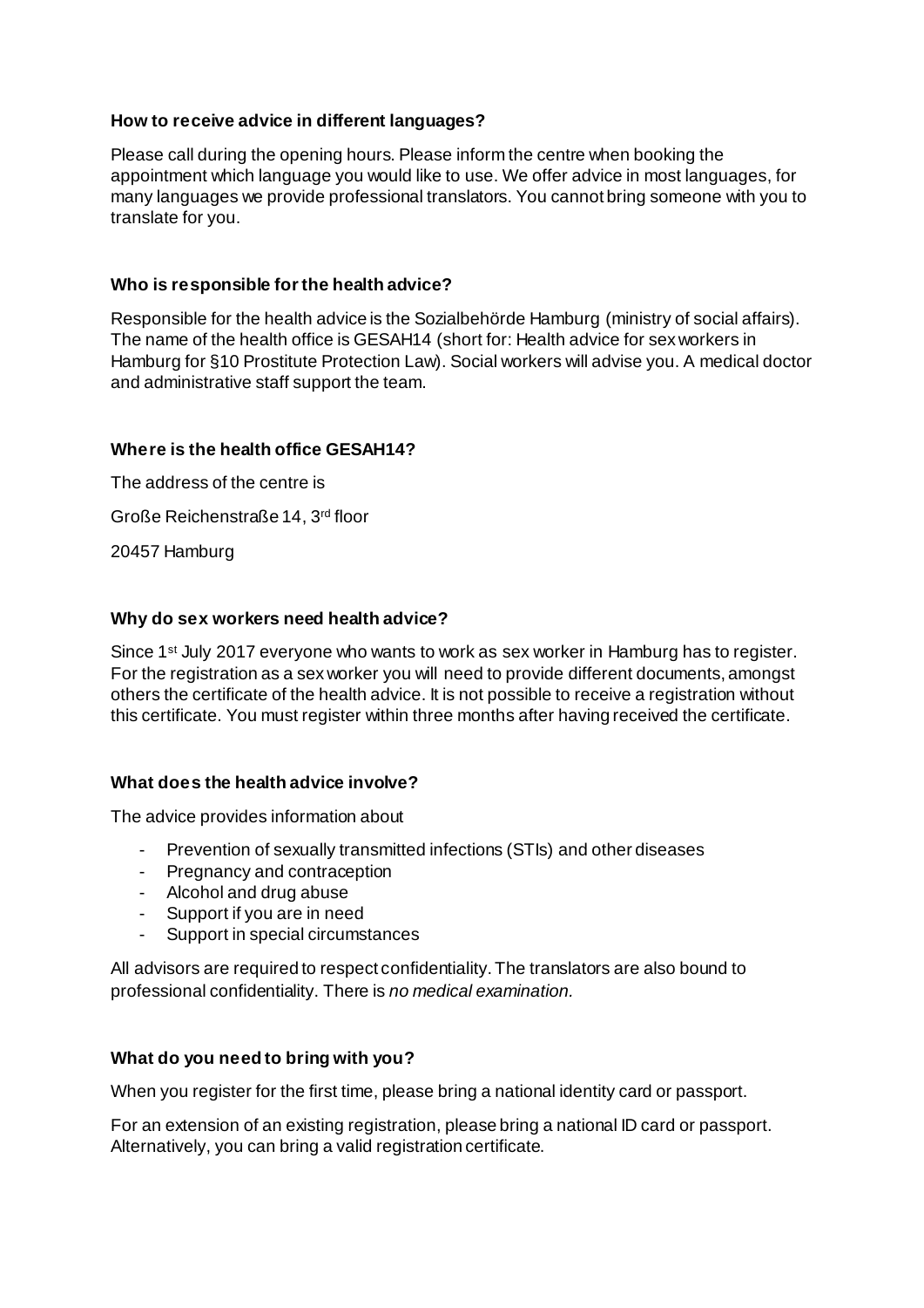### How to receive advice in different languages?

Please call during the opening hours. Please inform the centre when booking the appointment which language you would like to use. We offer advice in most languages, for many languages we provide professional translators. You cannot bring someone with you to translate for you.

### Who is responsible for the health advice?

Responsible for the health advice is the Sozialbehörde Hamburg (ministry of social affairs). The name of the health office is GESAH14 (short for: Health advice for sex workers in Hamburg for §10 Prostitute Protection Law). Social workers will advise you. A medical doctor and administrative staff support the team.

### Where is the health office GESAH14?

The address of the centre is

Große Reichenstraße 14, 3rd floor

20457 Hamburg

### Why do sex workers need health advice?

Since 1st July 2017 everyone who wants to work as sex worker in Hamburg has to register. For the registration as a sex worker you will need to provide different documents, amongst others the certificate of the health advice. It is not possible to receive a registration without this certificate. You must register within three months after having received the certificate.

### What does the health advice involve?

The advice provides information about

- Prevention of sexually transmitted infections (STIs) and other diseases
- Pregnancy and contraception
- Alcohol and drug abuse
- Support if you are in need
- Support in special circumstances

All advisors are required to respect confidentiality. The translators are also bound to professional confidentiality. There is *no medical examination.*

### What do you need to bring with you?

When you register for the first time, please bring a national identity card or passport.

For an extension of an existing registration, please bring a national ID card or passport. Alternatively, you can bring a valid registration certificate.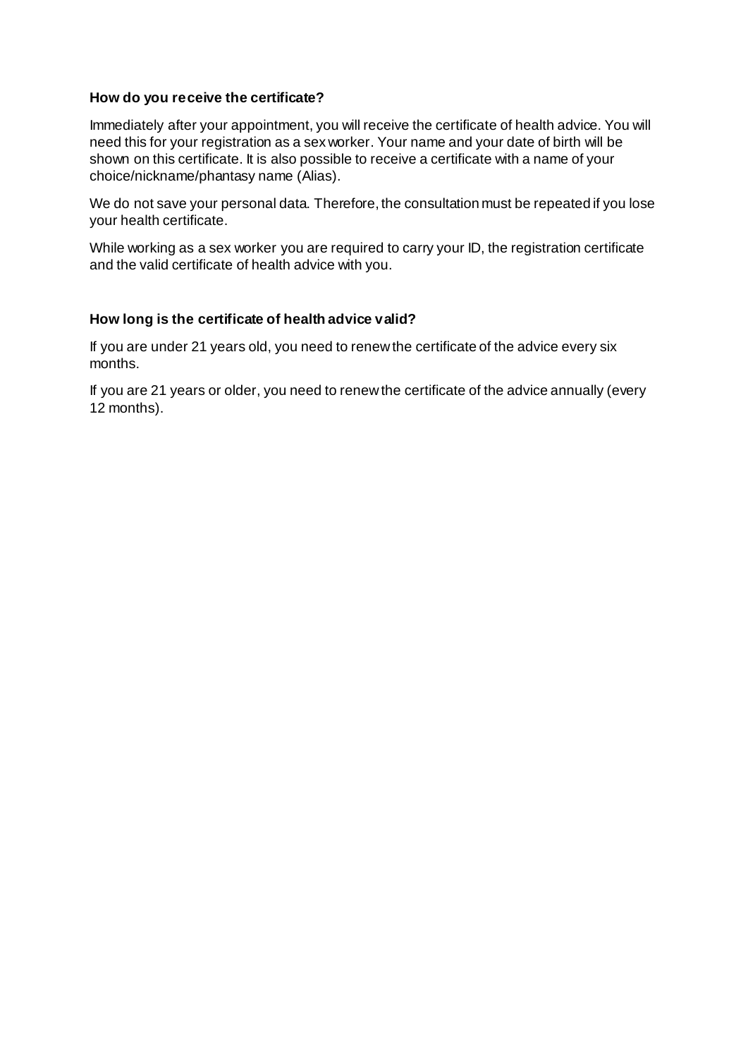**How do you receive the certificate?**

Immediately after your appointment, you will receive the certificate of health advice. You will need this for your registration as a sex worker. Your name and your date of birth will be shown on this certificate. It is also possible to receive a certificate with a name of your choice/nickname/phantasy name (Alias).

We do not save your personal data. Therefore, the consultation must be repeated if you lose your health certificate.

While working as a sex worker you are required to carry your ID, the registration certificate and the valid certificate of health advice with you.

**How long is the certificate of health advice valid?**

If you are under 21 years old, you need to renew the certificate of the advice every six months.

If you are 21 years or older, you need to renew the certificate of the advice annually (every 12 months).